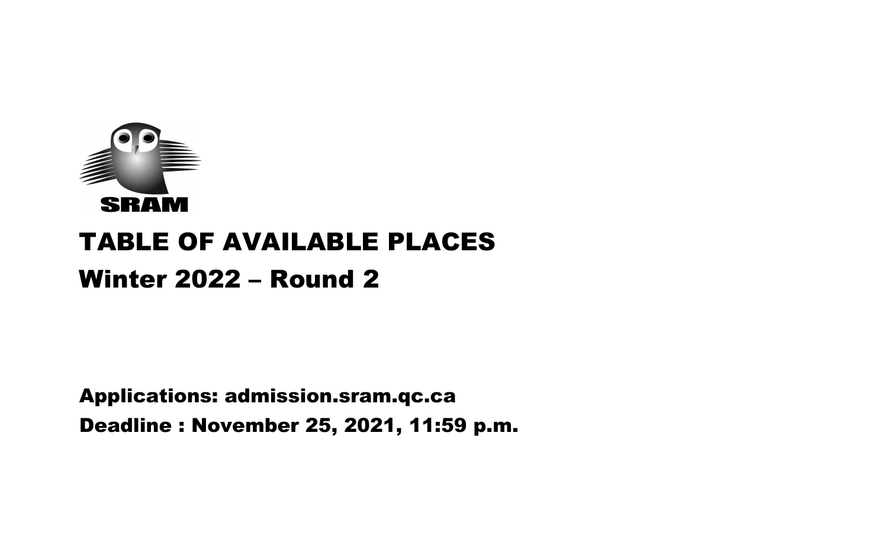SRAM

# TABLE OF AVAILABLE PLACES

# Winter 2022 – Round 2

**Applications: admission.sram.qc.ca**

**Deadline : November 25, 2021, 11:59 p.m.**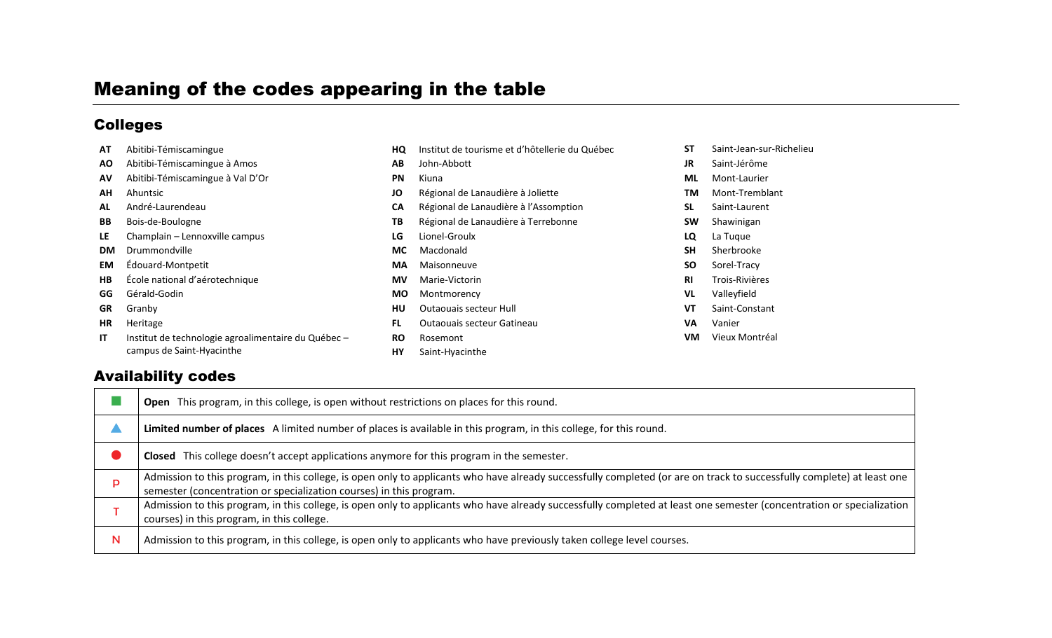# Meaning of the codes appearing in the table

## Colleges

| Code | College |
|---|---|
| **AT** | Abitibi-Témiscamingue |
| **AO** | Abitibi-Témiscamingue à Amos |
| **AV** | Abitibi-Témiscamingue à Val D'Or |
| **AH** | Ahuntsic |
| **AL** | André-Laurendeau |
| **BB** | Bois-de-Boulogne |
| **LE** | Champlain – Lennoxville campus |
| **DM** | Drummondville |
| **EM** | Édouard-Montpetit |
| **HB** | École national d'aérotechnique |
| **GG** | Gérald-Godin |
| **GR** | Granby |
| **HR** | Heritage |
| **IT** | Institut de technologie agroalimentaire du Québec – campus de Saint-Hyacinthe |
| **HQ** | Institut de tourisme et d'hôtellerie du Québec |
| **AB** | John-Abbott |
| **PN** | Kiuna |
| **JO** | Régional de Lanaudière à Joliette |
| **CA** | Régional de Lanaudière à l'Assomption |
| **TB** | Régional de Lanaudière à Terrebonne |
| **LG** | Lionel-Groulx |
| **MC** | Macdonald |
| **MA** | Maisonneuve |
| **MV** | Marie-Victorin |
| **MO** | Montmorency |
| **HU** | Outaouais secteur Hull |
| **FL** | Outaouais secteur Gatineau |
| **RO** | Rosemont |
| **HY** | Saint-Hyacinthe |
| **ST** | Saint-Jean-sur-Richelieu |
| **JR** | Saint-Jérôme |
| **ML** | Mont-Laurier |
| **TM** | Mont-Tremblant |
| **SL** | Saint-Laurent |
| **SW** | Shawinigan |
| **LQ** | La Tuque |
| **SH** | Sherbrooke |
| **SO** | Sorel-Tracy |
| **RI** | Trois-Rivières |
| **VL** | Valleyfield |
| **VT** | Saint-Constant |
| **VA** | Vanier |
| **VM** | Vieux Montréal |

## Availability codes

| Code | Meaning |
|---|---|
| ■ | **Open** This program, in this college, is open without restrictions on places for this round. |
| ▲ | **Limited number of places** A limited number of places is available in this program, in this college, for this round. |
| ● | **Closed** This college doesn't accept applications anymore for this program in the semester. |
| P | Admission to this program, in this college, is open only to applicants who have already successfully completed (or are on track to successfully complete) at least one semester (concentration or specialization courses) in this program. |
| T | Admission to this program, in this college, is open only to applicants who have already successfully completed at least one semester (concentration or specialization courses) in this program, in this college. |
| N | Admission to this program, in this college, is open only to applicants who have previously taken college level courses. |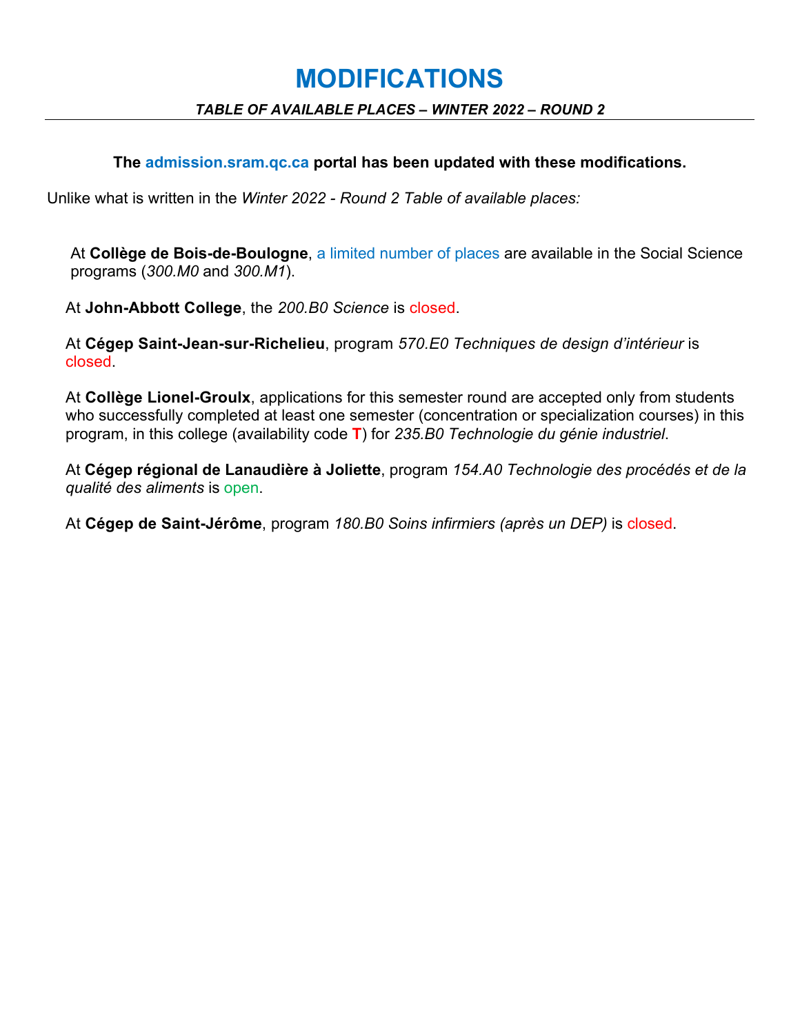# MODIFICATIONS

***TABLE OF AVAILABLE PLACES – WINTER 2022 – ROUND 2***

---

**The admission.sram.qc.ca portal has been updated with these modifications.**

Unlike what is written in the *Winter 2022 - Round 2 Table of available places:*

At **Collège de Bois-de-Boulogne**, a limited number of places are available in the Social Science programs (*300.M0* and *300.M1*).

At **John-Abbott College**, the *200.B0 Science* is closed.

At **Cégep Saint-Jean-sur-Richelieu**, program *570.E0 Techniques de design d'intérieur* is closed.

At **Collège Lionel-Groulx**, applications for this semester round are accepted only from students who successfully completed at least one semester (concentration or specialization courses) in this program, in this college (availability code **T**) for *235.B0 Technologie du génie industriel*.

At **Cégep régional de Lanaudière à Joliette**, program *154.A0 Technologie des procédés et de la qualité des aliments* is open.

At **Cégep de Saint-Jérôme**, program *180.B0 Soins infirmiers (après un DEP)* is closed.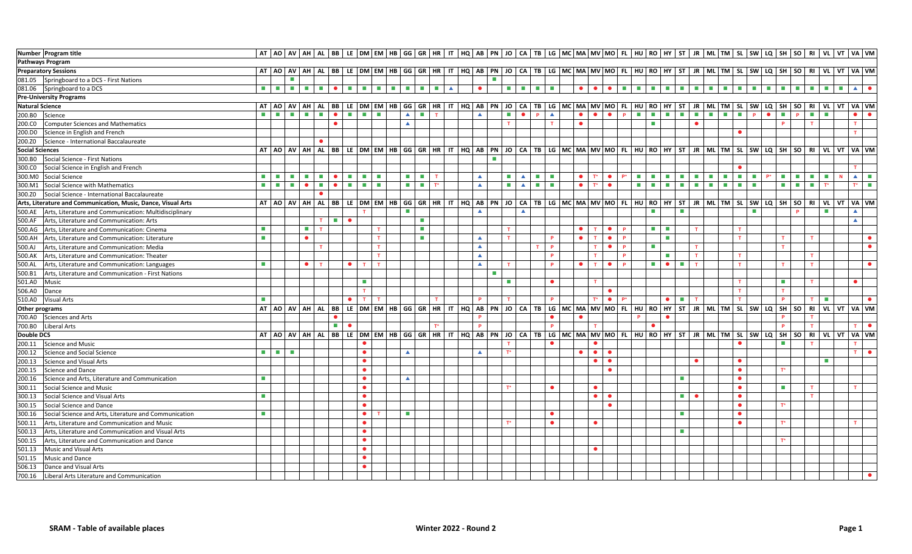| Number | Program title | AT | AO | AV | AH | AL | BB | LE | DM | EM | HB | GG | GR | HR | IT | HQ | AB | PN | JO | CA | TB | LG | MC | MA | MV | MO | FL | HU | RO | HY | ST | JR | ML | TM | SL | SW | LQ | SH | SO | RI | VL | VT | VA | VM |
|---|---|---|---|---|---|---|---|---|---|---|---|---|---|---|---|---|---|---|---|---|---|---|---|---|---|---|---|---|---|---|---|---|---|---|---|---|---|---|---|---|---|---|---|---|
| **Pathways Program** | | | | | | | | | | | | | | | | | | | | | | | | | | | | | | | | | | | | | | | | | | | | |
| **Preparatory Sessions** | | AT | AO | AV | AH | AL | BB | LE | DM | EM | HB | GG | GR | HR | IT | HQ | AB | PN | JO | CA | TB | LG | MC | MA | MV | MO | FL | HU | RO | HY | ST | JR | ML | TM | SL | SW | LQ | SH | SO | RI | VL | VT | VA | VM |
| 081.05 | Springboard to a DCS - First Nations | | | ■ | | | | | | | | | | | | | | ■ | | | | | | | | | | | | | | | | | | | | | | | | | | |
| 081.06 | Springboard to a DCS | ■ | ■ | ■ | ■ | ■ | ● | ■ | ■ | ■ | ■ | ■ | ■ | ■ | ▲ | | ● | | ■ | ■ | ■ | ■ | | ● | ● | ● | ■ | ■ | ■ | ■ | ■ | ■ | ■ | ■ | ■ | ■ | ■ | ■ | ■ | ■ | ■ | ■ | ▲ | ● |
| **Pre-University Programs** | | | | | | | | | | | | | | | | | | | | | | | | | | | | | | | | | | | | | | | | | | | | |
| **Natural Science** | | AT | AO | AV | AH | AL | BB | LE | DM | EM | HB | GG | GR | HR | IT | HQ | AB | PN | JO | CA | TB | LG | MC | MA | MV | MO | FL | HU | RO | HY | ST | JR | ML | TM | SL | SW | LQ | SH | SO | RI | VL | VT | VA | VM |
| 200.B0 | Science | ■ | ■ | ■ | ■ | ■ | ● | ■ | ■ | ■ | | ▲ | ■ | T | | | ▲ | | ■ | ● | P | ▲ | | ● | ● | ● | P | ■ | ■ | ■ | ■ | ■ | ■ | ■ | ■ | P | ● | ■ | P | ■ | ■ | | ● | ● |
| 200.C0 | Computer Sciences and Mathematics | | | | | | ● | | | | | ▲ | | | | | | | T | | | T | | ● | | | | | ■ | | | ● | | | | | | P | | T | | | T | |
| 200.D0 | Science in English and French | | | | | | | | | | | | | | | | | | | | | | | | | | | | | | | | | | ● | | | | | | | | T | |
| 200.Z0 | Science - International Baccalaureate | | | | | ● | | | | | | | | | | | | | | | | | | | | | | | | | | | | | | | | | | | | | | |
| **Social Sciences** | | AT | AO | AV | AH | AL | BB | LE | DM | EM | HB | GG | GR | HR | IT | HQ | AB | PN | JO | CA | TB | LG | MC | MA | MV | MO | FL | HU | RO | HY | ST | JR | ML | TM | SL | SW | LQ | SH | SO | RI | VL | VT | VA | VM |
| 300.B0 | Social Science - First Nations | | | | | | | | | | | | | | | | | ■ | | | | | | | | | | | | | | | | | | | | | | | | | | |
| 300.C0 | Social Science in English and French | | | | | | | | | | | | | | | | | | | | | | | | | | | | | | | | | | ● | | | | | | | | T | |
| 300.M0 | Social Science | ■ | ■ | ■ | ■ | ■ | ● | ■ | ■ | ■ | | ■ | ■ | T | | | ▲ | | ■ | ▲ | ■ | ■ | | ● | T* | ● | P* | ■ | ■ | ■ | ■ | ■ | ■ | ■ | ■ | ■ | P* | ■ | ■ | ■ | ■ | N | ▲ | ■ |
| 300.M1 | Social Science with Mathematics | ■ | ■ | ■ | ● | ■ | ● | ■ | ■ | ■ | | ■ | ■ | T* | | | ▲ | | ■ | ▲ | ■ | ■ | | ● | T* | ● | | ■ | ■ | ■ | ■ | ■ | ■ | ■ | ■ | ■ | | ■ | ■ | ■ | T* | | T* | ■ |
| 300.Z0 | Social Science - International Baccalaureate | | | | | ● | | | | | | | | | | | | | | | | | | | | | | | | | | | | | | | | | | | | | | |
| **Arts, Literature and Communication, Music, Dance, Visual Arts** | | AT | AO | AV | AH | AL | BB | LE | DM | EM | HB | GG | GR | HR | IT | HQ | AB | PN | JO | CA | TB | LG | MC | MA | MV | MO | FL | HU | RO | HY | ST | JR | ML | TM | SL | SW | LQ | SH | SO | RI | VL | VT | VA | VM |
| 500.AE | Arts, Literature and Communication: Multidisciplinary | | | | | | | | T | | | ■ | | | | | ▲ | | | ▲ | | | | | | | | | ■ | | ■ | | | | | ■ | | | P | | ■ | | ▲ | |
| 500.AF | Arts, Literature and Communication: Arts | | | | | T | ■ | ● | | | | | ■ | | | | | | | | | | | | | | | | | | | | | | | | | | | | | | ▲ | |
| 500.AG | Arts, Literature and Communication: Cinema | ■ | | | ■ | T | | | | T | | | ■ | | | | | | T | | | | | ● | T | ● | P | | ■ | ■ | | T | | | T | | | | | | | | | |
| 500.AH | Arts, Literature and Communication: Literature | ■ | | | ● | | | | | T | | | ■ | | | | ▲ | | T | | | P | | ● | T | ● | P | | | ■ | | | | | T | | | T | | T | | | | ● |
| 500.AJ | Arts, Literature and Communication: Media | | | | | T | | | | T | | | | | | | ▲ | | | | T | P | | | T | ● | P | | ■ | | | T | | | | | | T | | | | | | ● |
| 500.AK | Arts, Literature and Communication: Theater | | | | | | | | | T | | | | | | | ▲ | | | | | P | | | T | | P | | | ■ | | T | | | T | | | | | T | | | | |
| 500.AL | Arts, Literature and Communication: Languages | ■ | | | ● | T | | ● | T | T | | | | | | | ▲ | | T | | | P | | ● | T | ● | P | | ■ | ● | ■ | T | | | T | | | T | | T | | | | ● |
| 500.B1 | Arts, Literature and Communication - First Nations | | | | | | | | | | | | | | | | | ■ | | | | | | | | | | | | | | | | | | | | | | | | | | |
| 501.A0 | Music | | | | | | | | ■ | | | | | | | | | | ■ | | | ● | | | T | | | | | | | | | | T | | | ■ | | T | | | ● | |
| 506.A0 | Dance | | | | | | | | T | | | | | | | | | | | | | | | | | ● | | | | | | | | | T | | | T | | | | | | |
| 510.A0 | Visual Arts | ■ | | | | | | ● | T | T | | | | T | | | P | | T | | | P | | | T* | ● | P* | | | ● | ■ | T | | | T | | | P | | T | ■ | | | ● |
| **Other programs** | | AT | AO | AV | AH | AL | BB | LE | DM | EM | HB | GG | GR | HR | IT | HQ | AB | PN | JO | CA | TB | LG | MC | MA | MV | MO | FL | HU | RO | HY | ST | JR | ML | TM | SL | SW | LQ | SH | SO | RI | VL | VT | VA | VM |
| 700.A0 | Sciences and Arts | | | | | | ● | | | | | | | | | | P | | | | | ● | | ● | | | | P | | ● | | | | | | | | P | | T | | | | |
| 700.B0 | Liberal Arts | | | | | | ■ | ● | | | | | | T* | | | P | | | | | P | | | T | | | | ● | | | | | | | | | P | | T | | | T | ● |
| **Double DCS** | | AT | AO | AV | AH | AL | BB | LE | DM | EM | HB | GG | GR | HR | IT | HQ | AB | PN | JO | CA | TB | LG | MC | MA | MV | MO | FL | HU | RO | HY | ST | JR | ML | TM | SL | SW | LQ | SH | SO | RI | VL | VT | VA | VM |
| 200.11 | Science and Music | | | | | | | | ● | | | | | | | | | | T | | | ● | | | ● | | | | | | | | | | ● | | | ■ | | T | | | T | |
| 200.12 | Science and Social Science | ■ | ■ | ■ | | | | | ● | | | ▲ | | | | | ▲ | | T* | | | | | ● | ● | ● | | | | | | | | | | | | | | | | | T | ● |
| 200.13 | Science and Visual Arts | | | | | | | | ● | | | | | | | | | | | | | | | | ● | ● | | | | | | ● | | | ● | | | | | | ■ | | | |
| 200.15 | Science and Dance | | | | | | | | ● | | | | | | | | | | | | | | | | | ● | | | | | | | | | ● | | | T* | | | | | | |
| 200.16 | Science and Arts, Literature and Communication | ■ | | | | | | | ● | | | ▲ | | | | | | | | | | | | | | | | | | | ■ | | | | ● | | | | | | | | | |
| 300.11 | Social Science and Music | | | | | | | | ● | | | | | | | | | | T* | | | ● | | | ● | | | | | | | | | | ● | | | ■ | | T | | | T | |
| 300.13 | Social Science and Visual Arts | ■ | | | | | | | ● | | | | | | | | | | | | | | | | ● | ● | | | | | ■ | ● | | | ● | | | | | T | | | | |
| 300.15 | Social Science and Dance | | | | | | | | ● | | | | | | | | | | | | | | | | | ● | | | | | | | | | ● | | | T* | | | | | | |
| 300.16 | Social Science and Arts, Literature and Communication | ■ | | | | | | | ● | T | | ■ | | | | | | | | | | ● | | | | | | | | | ■ | | | | ● | | | | | | | | | |
| 500.11 | Arts, Literature and Communication and Music | | | | | | | | ● | | | | | | | | | | T* | | | ● | | | ● | | | | | | | | | | ● | | | T* | | | | | T | |
| 500.13 | Arts, Literature and Communication and Visual Arts | | | | | | | | ● | | | | | | | | | | | | | | | | | | | | | | ■ | | | | | | | | | | | | | |
| 500.15 | Arts, Literature and Communication and Dance | | | | | | | | ● | | | | | | | | | | | | | | | | | | | | | | | | | | | | | T* | | | | | | |
| 501.13 | Music and Visual Arts | | | | | | | | ● | | | | | | | | | | | | | | | | ● | | | | | | | | | | | | | | | | | | | |
| 501.15 | Music and Dance | | | | | | | | ● | | | | | | | | | | | | | | | | | | | | | | | | | | | | | | | | | | | |
| 506.13 | Dance and Visual Arts | | | | | | | | ● | | | | | | | | | | | | | | | | | | | | | | | | | | | | | | | | | | | |
| 700.16 | Liberal Arts Literature and Communication | | | | | | | | | | | | | | | | | | | | | | | | | | | | | | | | | | | | | | | | | | | ● |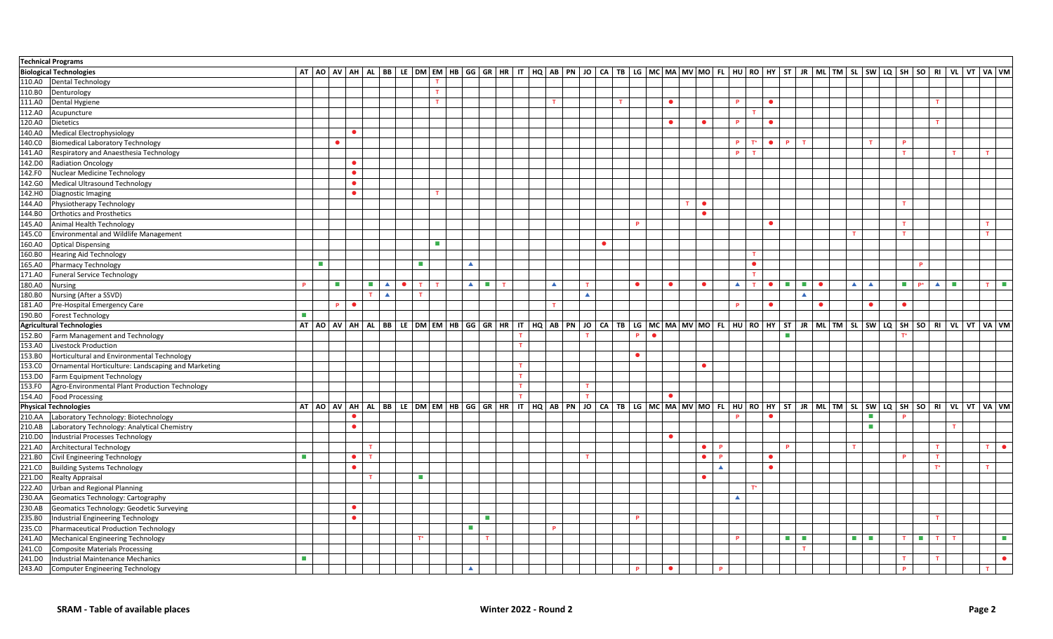## Technical Programs

| Code | Program | AT | AO | AV | AH | AL | BB | LE | DM | EM | HB | GG | GR | HR | IT | HQ | AB | PN | JO | CA | TB | LG | MC | MA | MV | MO | FL | HU | RO | HY | ST | JR | ML | TM | SL | SW | LQ | SH | SO | RI | VL | VT | VA | VM |
|---|---|---|---|---|---|---|---|---|---|---|---|---|---|---|---|---|---|---|---|---|---|---|---|---|---|---|---|---|---|---|---|---|---|---|---|---|---|---|---|---|---|---|---|---|
| | **Biological Technologies** | AT | AO | AV | AH | AL | BB | LE | DM | EM | HB | GG | GR | HR | IT | HQ | AB | PN | JO | CA | TB | LG | MC | MA | MV | MO | FL | HU | RO | HY | ST | JR | ML | TM | SL | SW | LQ | SH | SO | RI | VL | VT | VA | VM |
| 110.A0 | Dental Technology | | | | | | | | | T | | | | | | | | | | | | | | | | | | | | | | | | | | | | | | | | | | |
| 110.B0 | Denturology | | | | | | | | | T | | | | | | | | | | | | | | | | | | | | | | | | | | | | | | | | | | |
| 111.A0 | Dental Hygiene | | | | | | | | | T | | | | | | | T | | | | T | | | ● | | | | P | | ● | | | | | | | | | | T | | | | |
| 112.A0 | Acupuncture | | | | | | | | | | | | | | | | | | | | | | | | | | | | T | | | | | | | | | | | | | | | |
| 120.A0 | Dietetics | | | | | | | | | | | | | | | | | | | | | | | ● | | ● | | P | | ● | | | | | | | | | | T | | | | |
| 140.A0 | Medical Electrophysiology | | | | ● | | | | | | | | | | | | | | | | | | | | | | | | | | | | | | | | | | | | | | | |
| 140.C0 | Biomedical Laboratory Technology | | | ● | | | | | | | | | | | | | | | | | | | | | | | | P | T* | ● | P | T | | | | T | | P | | | | | | |
| 141.A0 | Respiratory and Anaesthesia Technology | | | | | | | | | | | | | | | | | | | | | | | | | | | P | T | | | | | | | | | T | | | T | | T | |
| 142.D0 | Radiation Oncology | | | | ● | | | | | | | | | | | | | | | | | | | | | | | | | | | | | | | | | | | | | | | |
| 142.F0 | Nuclear Medicine Technology | | | | ● | | | | | | | | | | | | | | | | | | | | | | | | | | | | | | | | | | | | | | | |
| 142.G0 | Medical Ultrasound Technology | | | | ● | | | | | | | | | | | | | | | | | | | | | | | | | | | | | | | | | | | | | | | |
| 142.H0 | Diagnostic Imaging | | | | ● | | | | | T | | | | | | | | | | | | | | | | | | | | | | | | | | | | | | | | | | |
| 144.A0 | Physiotherapy Technology | | | | | | | | | | | | | | | | | | | | | | | | T | ● | | | | | | | | | | | | T | | | | | | |
| 144.B0 | Orthotics and Prosthetics | | | | | | | | | | | | | | | | | | | | | | | | | ● | | | | | | | | | | | | | | | | | | |
| 145.A0 | Animal Health Technology | | | | | | | | | | | | | | | | | | | | | P | | | | | | | | ● | | | | | | | | T | | | | | T | |
| 145.C0 | Environmental and Wildlife Management | | | | | | | | | | | | | | | | | | | | | | | | | | | | | | | | | | T | | | T | | | | | T | |
| 160.A0 | Optical Dispensing | | | | | | | | | ■ | | | | | | | | | | ● | | | | | | | | | | | | | | | | | | | | | | | | |
| 160.B0 | Hearing Aid Technology | | | | | | | | | | | | | | | | | | | | | | | | | | | | T | | | | | | | | | | | | | | | |
| 165.A0 | Pharmacy Technology | | ■ | | | | | | ■ | | | ▲ | | | | | | | | | | | | | | | | | ● | | | | | | | | | | P | | | | | |
| 171.A0 | Funeral Service Technology | | | | | | | | | | | | | | | | | | | | | | | | | | | | T | | | | | | | | | | | | | | | |
| 180.A0 | Nursing | P | | ■ | | ■ | ▲ | ● | T | T | | ▲ | ■ | T | | | ▲ | | T | | | ● | | ● | | ● | | ▲ | T | ● | ■ | ■ | ● | | ▲ | ▲ | | ■ | P* | ▲ | ■ | | T | ■ |
| 180.B0 | Nursing (After a SSVD) | | | | | T | ▲ | | T | | | | | | | | | | ▲ | | | | | | | | | | | | | ▲ | | | | | | | | | | | | |
| 181.A0 | Pre-Hospital Emergency Care | | | P | ● | | | | | | | | | | | | T | | | | | | | | | | | P | | ● | | | ● | | | ● | | ● | | | | | | |
| 190.B0 | Forest Technology | ■ | | | | | | | | | | | | | | | | | | | | | | | | | | | | | | | | | | | | | | | | | | |
| | **Agricultural Technologies** | AT | AO | AV | AH | AL | BB | LE | DM | EM | HB | GG | GR | HR | IT | HQ | AB | PN | JO | CA | TB | LG | MC | MA | MV | MO | FL | HU | RO | HY | ST | JR | ML | TM | SL | SW | LQ | SH | SO | RI | VL | VT | VA | VM |
| 152.B0 | Farm Management and Technology | | | | | | | | | | | | | | T | | | | T | | | P | ● | | | | | | | | ■ | | | | | | | T* | | | | | | |
| 153.A0 | Livestock Production | | | | | | | | | | | | | | T | | | | | | | | | | | | | | | | | | | | | | | | | | | | | |
| 153.B0 | Horticultural and Environmental Technology | | | | | | | | | | | | | | | | | | | | | ● | | | | | | | | | | | | | | | | | | | | | | |
| 153.C0 | Ornamental Horticulture: Landscaping and Marketing | | | | | | | | | | | | | | T | | | | | | | | | | | ● | | | | | | | | | | | | | | | | | | |
| 153.D0 | Farm Equipment Technology | | | | | | | | | | | | | | T | | | | | | | | | | | | | | | | | | | | | | | | | | | | | |
| 153.F0 | Agro-Environmental Plant Production Technology | | | | | | | | | | | | | | T | | | | T | | | | | | | | | | | | | | | | | | | | | | | | | |
| 154.A0 | Food Processing | | | | | | | | | | | | | | T | | | | T | | | | | ● | | | | | | | | | | | | | | | | | | | | |
| | **Physical Technologies** | AT | AO | AV | AH | AL | BB | LE | DM | EM | HB | GG | GR | HR | IT | HQ | AB | PN | JO | CA | TB | LG | MC | MA | MV | MO | FL | HU | RO | HY | ST | JR | ML | TM | SL | SW | LQ | SH | SO | RI | VL | VT | VA | VM |
| 210.AA | Laboratory Technology: Biotechnology | | | | ● | | | | | | | | | | | | | | | | | | | | | | | P | | ● | | | | | | ■ | | P | | | | | | |
| 210.AB | Laboratory Technology: Analytical Chemistry | | | | ● | | | | | | | | | | | | | | | | | | | | | | | | | | | | | | | ■ | | | | | T | | | |
| 210.D0 | Industrial Processes Technology | | | | | | | | | | | | | | | | | | | | | | | ● | | | | | | | | | | | | | | | | | | | | |
| 221.A0 | Architectural Technology | | | | | T | | | | | | | | | | | | | | | | | | | | ● | P | | | | | P | | | T | | | | | T | | | T | ● |
| 221.B0 | Civil Engineering Technology | ■ | | | ● | T | | | | | | | | | | | | | T | | | | | | | ● | P | | | ● | | | | | | | | P | | T | | | | |
| 221.C0 | Building Systems Technology | | | | ● | | | | | | | | | | | | | | | | | | | | | | ▲ | | | ● | | | | | | | | | | T* | | | T | |
| 221.D0 | Realty Appraisal | | | | | T | | | ■ | | | | | | | | | | | | | | | | | ● | | | | | | | | | | | | | | | | | | |
| 222.A0 | Urban and Regional Planning | | | | | | | | | | | | | | | | | | | | | | | | | | | | T* | | | | | | | | | | | | | | | |
| 230.AA | Geomatics Technology: Cartography | | | | | | | | | | | | | | | | | | | | | | | | | | | ▲ | | | | | | | | | | | | | | | | |
| 230.AB | Geomatics Technology: Geodetic Surveying | | | | ● | | | | | | | | | | | | | | | | | | | | | | | | | | | | | | | | | | | | | | | |
| 235.B0 | Industrial Engineering Technology | | | | ● | | | | | | | | ■ | | | | | | | | | P | | | | | | | | | | | | | | | | | | T | | | | |
| 235.C0 | Pharmaceutical Production Technology | | | | | | | | | | | ■ | | | | | P | | | | | | | | | | | | | | | | | | | | | | | | | | | |
| 241.A0 | Mechanical Engineering Technology | | | | | | | | T* | | | | T | | | | | | | | | | | | | | | P | | | ■ | ■ | | | ■ | ■ | | T | ■ | T | T | | | ■ |
| 241.C0 | Composite Materials Processing | | | | | | | | | | | | | | | | | | | | | | | | | | | | | | | T | | | | | | | | | | | | |
| 241.D0 | Industrial Maintenance Mechanics | ■ | | | | | | | | | | | | | | | | | | | | | | | | | | | | | | | | | | | | T | | T | | | | ● |
| 243.A0 | Computer Engineering Technology | | | | | | | | | | | ▲ | | | | | | | | | | P | | ● | | | P | | | | | | | | | | | P | | | | | T | |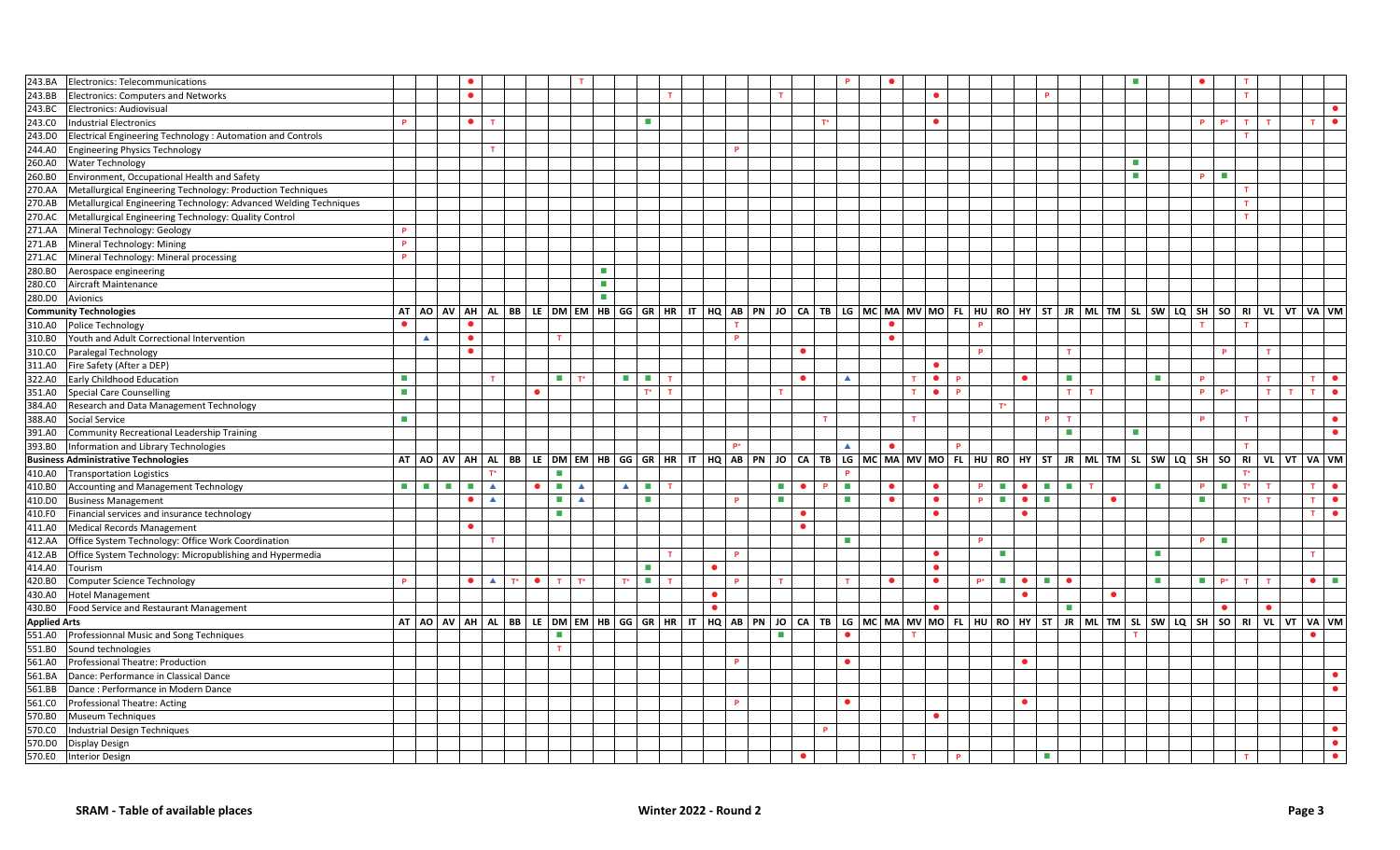| Code | Program | AT | AO | AV | AH | AL | BB | LE | DM | EM | HB | GG | GR | HR | IT | HQ | AB | PN | JO | CA | TB | LG | MC | MA | MV | MO | FL | HU | RO | HY | ST | JR | ML | TM | SL | SW | LQ | SH | SO | RI | VL | VT | VA | VM |
|---|---|---|---|---|---|---|---|---|---|---|---|---|---|---|---|---|---|---|---|---|---|---|---|---|---|---|---|---|---|---|---|---|---|---|---|---|---|---|---|---|---|---|---|---|
| 243.BA | Electronics: Telecommunications | | | | ● | | | | | T | | | | | | | | | | | | P | | ● | | | | | | | | | | | ■ | | | ● | | T | | | | |
| 243.BB | Electronics: Computers and Networks | | | | ● | | | | | | | | | T | | | | | T | | | | | | | ● | | | | | P | | | | | | | | | T | | | | |
| 243.BC | Electronics: Audiovisual | | | | | | | | | | | | | | | | | | | | | | | | | | | | | | | | | | | | | | | | | | | ● |
| 243.C0 | Industrial Electronics | P | | | ● | T | | | | | | | ■ | | | | | | | | T* | | | | | ● | | | | | | | | | | | | P | P* | T | T | | T | ● |
| 243.D0 | Electrical Engineering Technology : Automation and Controls | | | | | | | | | | | | | | | | | | | | | | | | | | | | | | | | | | | | | | | T | | | | |
| 244.A0 | Engineering Physics Technology | | | | | T | | | | | | | | | | | P | | | | | | | | | | | | | | | | | | | | | | | | | | | |
| 260.A0 | Water Technology | | | | | | | | | | | | | | | | | | | | | | | | | | | | | | | | | | ■ | | | | | | | | | |
| 260.B0 | Environment, Occupational Health and Safety | | | | | | | | | | | | | | | | | | | | | | | | | | | | | | | | | | ■ | | | P | ■ | | | | | |
| 270.AA | Metallurgical Engineering Technology: Production Techniques | | | | | | | | | | | | | | | | | | | | | | | | | | | | | | | | | | | | | | | T | | | | |
| 270.AB | Metallurgical Engineering Technology: Advanced Welding Techniques | | | | | | | | | | | | | | | | | | | | | | | | | | | | | | | | | | | | | | | T | | | | |
| 270.AC | Metallurgical Engineering Technology: Quality Control | | | | | | | | | | | | | | | | | | | | | | | | | | | | | | | | | | | | | | | T | | | | |
| 271.AA | Mineral Technology: Geology | P | | | | | | | | | | | | | | | | | | | | | | | | | | | | | | | | | | | | | | | | | | |
| 271.AB | Mineral Technology: Mining | P | | | | | | | | | | | | | | | | | | | | | | | | | | | | | | | | | | | | | | | | | | |
| 271.AC | Mineral Technology: Mineral processing | P | | | | | | | | | | | | | | | | | | | | | | | | | | | | | | | | | | | | | | | | | | |
| 280.B0 | Aerospace engineering | | | | | | | | | | ■ | | | | | | | | | | | | | | | | | | | | | | | | | | | | | | | | | |
| 280.C0 | Aircraft Maintenance | | | | | | | | | | ■ | | | | | | | | | | | | | | | | | | | | | | | | | | | | | | | | | |
| 280.D0 | Avionics | | | | | | | | | | ■ | | | | | | | | | | | | | | | | | | | | | | | | | | | | | | | | | |
| **Community Technologies** | | AT | AO | AV | AH | AL | BB | LE | DM | EM | HB | GG | GR | HR | IT | HQ | AB | PN | JO | CA | TB | LG | MC | MA | MV | MO | FL | HU | RO | HY | ST | JR | ML | TM | SL | SW | LQ | SH | SO | RI | VL | VT | VA | VM |
| 310.A0 | Police Technology | ● | | | ● | | | | | | | | | | | | T | | | | | | | ● | | | | P | | | | | | | | | | T | | T | | | | |
| 310.B0 | Youth and Adult Correctional Intervention | | ▲ | | ● | | | | T | | | | | | | | P | | | | | | | ● | | | | | | | | | | | | | | | | | | | | |
| 310.C0 | Paralegal Technology | | | | ● | | | | | | | | | | | | | | | ● | | | | | | | | P | | | | T | | | | | | | P | | T | | | |
| 311.A0 | Fire Safety (After a DEP) | | | | | | | | | | | | | | | | | | | | | | | | | ● | | | | | | | | | | | | | | | | | | |
| 322.A0 | Early Childhood Education | ■ | | | | T | | | ■ | T* | | ■ | ■ | T | | | | | | ● | | ▲ | | | T | ● | P | | | ● | | ■ | | | | ■ | | P | | | T | | T | ● |
| 351.A0 | Special Care Counselling | ■ | | | | | | ● | | | | | T* | T | | | | | T | | | | | | T | ● | P | | | | | T | T | | | | | P | P* | | T | T | T | ● |
| 384.A0 | Research and Data Management Technology | | | | | | | | | | | | | | | | | | | | | | | | | | | | T* | | | | | | | | | | | | | | | |
| 388.A0 | Social Service | ■ | | | | | | | | | | | | | | | | | | | T | | | | T | | | | | | P | T | | | | | | P | | T | | | | ● |
| 391.A0 | Community Recreational Leadership Training | | | | | | | | | | | | | | | | | | | | | | | | | | | | | | | ■ | | | ■ | | | | | | | | | ● |
| 393.B0 | Information and Library Technologies | | | | | | | | | | | | | | | | P* | | | | | ▲ | | ● | | | P | | | | | | | | | | | | | T | | | | |
| **Business Administrative Technologies** | | AT | AO | AV | AH | AL | BB | LE | DM | EM | HB | GG | GR | HR | IT | HQ | AB | PN | JO | CA | TB | LG | MC | MA | MV | MO | FL | HU | RO | HY | ST | JR | ML | TM | SL | SW | LQ | SH | SO | RI | VL | VT | VA | VM |
| 410.A0 | Transportation Logistics | | | | | T* | | | | | | | | | | | | | | | | P | | | | | | | | | | | | | | | | | | T* | | | | |
| 410.B0 | Accounting and Management Technology | ■ | ■ | ■ | ■ | ▲ | | ● | ■ | ▲ | | ▲ | ■ | T | | | | | ■ | ● | P | ■ | | ● | | ● | | P | ■ | ● | ■ | ■ | T | | | ■ | | P | ■ | T* | | | T | ● |
| 410.D0 | Business Management | | | | ● | ▲ | | | ■ | ▲ | | | ■ | | | | P | | ■ | | | ■ | | ● | | ● | | P | ■ | ● | ■ | | | ● | | | | ■ | | T* | T | | T | ● |
| 410.F0 | Financial services and insurance technology | | | | | | | | ■ | | | | | | | | | | | ● | | | | | | ● | | | | ● | | | | | | | | | | | | | T | ● |
| 411.A0 | Medical Records Management | | | | ● | | | | | | | | | | | | | | | ● | | | | | | | | | | | | | | | | | | | | | | | | |
| 412.AA | Office System Technology: Office Work Coordination | | | | | T | | | | | | | | | | | | | | | | ■ | | | | | | P | | | | | | | | | | P | ■ | | | | | |
| 412.AB | Office System Technology: Micropublishing and Hypermedia | | | | | | | | | | | | | T | | | P | | | | | | | | | ● | | | ■ | | | | | | | ■ | | | | | | | T | |
| 414.A0 | Tourism | | | | | | | | | | | | ■ | | | ● | | | | | | | | | | ● | | | | | | | | | | | | | | | | | | |
| 420.B0 | Computer Science Technology | P | | | ● | ▲ | T* | ● | T | T* | | T* | ■ | T | | | P | | T | | | T | | ● | | ● | | P* | ■ | ● | ■ | ● | | | | ■ | | ■ | P* | T | T | | ● | ■ |
| 430.A0 | Hotel Management | | | | | | | | | | | | | | | ● | | | | | | | | | | | | | | ● | | | | ● | | | | | | | | | | |
| 430.B0 | Food Service and Restaurant Management | | | | | | | | | | | | | | | ● | | | | | | | | | | | | | | | | | | | | | | | ● | | ● | | | |
| **Applied Arts** | | AT | AO | AV | AH | AL | BB | LE | DM | EM | HB | GG | GR | HR | IT | HQ | AB | PN | JO | CA | TB | LG | MC | MA | MV | MO | FL | HU | RO | HY | ST | JR | ML | TM | SL | SW | LQ | SH | SO | RI | VL | VT | VA | VM |
| 551.A0 | Professionnal Music and Song Techniques | | | | | | | | ■ | | | | | | | | | | ■ | | | ● | | | T | | | | | | | | | | T | | | | | | | | ● | |
| 551.B0 | Sound technologies | | | | | | | | T | | | | | | | | | | | | | | | | | | | | | | | | | | | | | | | | | | | |
| 561.A0 | Professional Theatre: Production | | | | | | | | | | | | | | | | P | | | | | ● | | | | | | | | ● | | | | | | | | | | | | | | |
| 561.BA | Dance: Performance in Classical Dance | | | | | | | | | | | | | | | | | | | | | | | | | | | | | | | | | | | | | | | | | | | ● |
| 561.BB | Dance : Performance in Modern Dance | | | | | | | | | | | | | | | | | | | | | | | | | | | | | | | | | | | | | | | | | | | ● |
| 561.C0 | Professional Theatre: Acting | | | | | | | | | | | | | | | | P | | | | | ● | | | | | | | | ● | | | | | | | | | | | | | | |
| 570.B0 | Museum Techniques | | | | | | | | | | | | | | | | | | | | | | | | | ● | | | | | | | | | | | | | | | | | | |
| 570.C0 | Industrial Design Techniques | | | | | | | | | | | | | | | | | | | | P | | | | | | | | | | | | | | | | | | | | | | | ● |
| 570.D0 | Display Design | | | | | | | | | | | | | | | | | | | | | | | | | | | | | | | | | | | | | | | | | | | ● |
| 570.E0 | Interior Design | | | | | | | | | | | | | | | | | | | ● | | | | | T | | P | | | | ■ | | | | | | | | | T | | | | ● |

**SRAM - Table of available places** — **Winter 2022 - Round 2**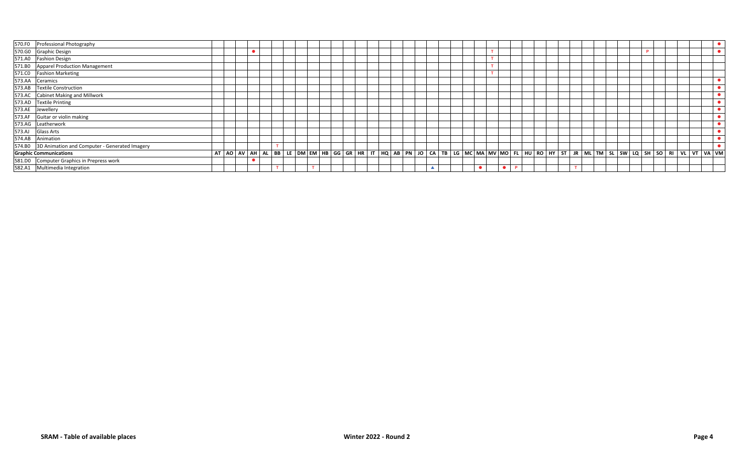| | | | | | | | | | | | | | | | | | | | | | | | | | | | | | | | | | | | | | | | | | | | | |
|---|---|---|---|---|---|---|---|---|---|---|---|---|---|---|---|---|---|---|---|---|---|---|---|---|---|---|---|---|---|---|---|---|---|---|---|---|---|---|---|---|---|---|---|---|
| 570.F0 | Professional Photography | | | | | | | | | | | | | | | | | | | | | | | | | | | | | | | | | | | | | | | | | | | ● |
| 570.G0 | Graphic Design | | | | ● | | | | | | | | | | | | | | | | | | | | T | | | | | | | | | | | | | P | | | | | | ● |
| 571.A0 | Fashion Design | | | | | | | | | | | | | | | | | | | | | | | | T | | | | | | | | | | | | | | | | | | | |
| 571.B0 | Apparel Production Management | | | | | | | | | | | | | | | | | | | | | | | | T | | | | | | | | | | | | | | | | | | | |
| 571.C0 | Fashion Marketing | | | | | | | | | | | | | | | | | | | | | | | | T | | | | | | | | | | | | | | | | | | | |
| 573.AA | Ceramics | | | | | | | | | | | | | | | | | | | | | | | | | | | | | | | | | | | | | | | | | | | ● |
| 573.AB | Textile Construction | | | | | | | | | | | | | | | | | | | | | | | | | | | | | | | | | | | | | | | | | | | ● |
| 573.AC | Cabinet Making and Millwork | | | | | | | | | | | | | | | | | | | | | | | | | | | | | | | | | | | | | | | | | | | ● |
| 573.AD | Textile Printing | | | | | | | | | | | | | | | | | | | | | | | | | | | | | | | | | | | | | | | | | | | ● |
| 573.AE | Jewellery | | | | | | | | | | | | | | | | | | | | | | | | | | | | | | | | | | | | | | | | | | | ● |
| 573.AF | Guitar or violin making | | | | | | | | | | | | | | | | | | | | | | | | | | | | | | | | | | | | | | | | | | | ● |
| 573.AG | Leatherwork | | | | | | | | | | | | | | | | | | | | | | | | | | | | | | | | | | | | | | | | | | | ● |
| 573.AJ | Glass Arts | | | | | | | | | | | | | | | | | | | | | | | | | | | | | | | | | | | | | | | | | | | ● |
| 574.AB | Animation | | | | | | | | | | | | | | | | | | | | | | | | | | | | | | | | | | | | | | | | | | | ● |
| 574.B0 | 3D Animation and Computer - Generated Imagery | | | | | | T | | | | | | | | | | | | | | | | | | | | | | | | | | | | | | | | | | | | | ● |
| **Graphic Communications** | | AT | AO | AV | AH | AL | BB | LE | DM | EM | HB | GG | GR | HR | IT | HQ | AB | PN | JO | CA | TB | LG | MC | MA | MV | MO | FL | HU | RO | HY | ST | JR | ML | TM | SL | SW | LQ | SH | SO | RI | VL | VT | VA | VM |
| 581.D0 | Computer Graphics in Prepress work | | | | ● | | | | | | | | | | | | | | | | | | | | | | | | | | | | | | | | | | | | | | | |
| 582.A1 | Multimedia Integration | | | | | | T | | | T | | | | | | | | | | ▲ | | | | ● | | ● | P | | | | | T | | | | | | | | | | | | |

**SRAM - Table of available places** **Winter 2022 - Round 2**